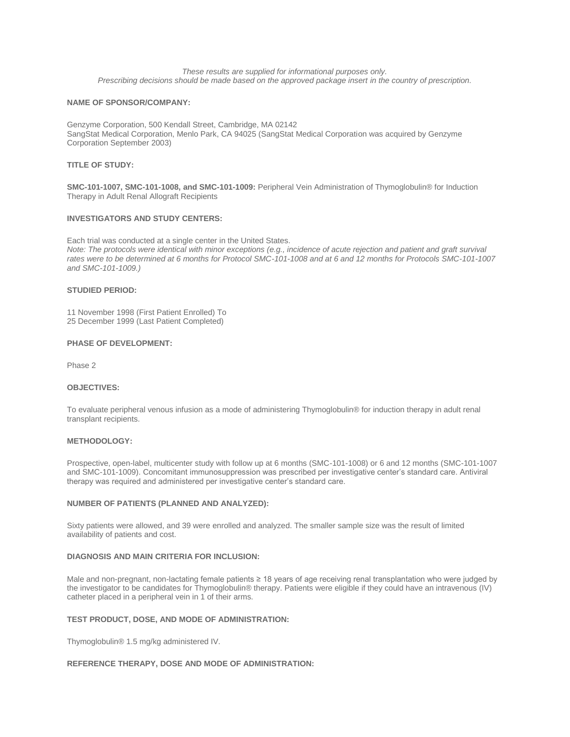*These results are supplied for informational purposes only.*
*Prescribing decisions should be made based on the approved package insert in the country of prescription.*

**NAME OF SPONSOR/COMPANY:**

Genzyme Corporation, 500 Kendall Street, Cambridge, MA 02142
SangStat Medical Corporation, Menlo Park, CA 94025 (SangStat Medical Corporation was acquired by Genzyme Corporation September 2003)

**TITLE OF STUDY:**

**SMC-101-1007, SMC-101-1008, and SMC-101-1009:** Peripheral Vein Administration of Thymoglobulin® for Induction Therapy in Adult Renal Allograft Recipients

**INVESTIGATORS AND STUDY CENTERS:**

Each trial was conducted at a single center in the United States.
*Note: The protocols were identical with minor exceptions (e.g., incidence of acute rejection and patient and graft survival rates were to be determined at 6 months for Protocol SMC-101-1008 and at 6 and 12 months for Protocols SMC-101-1007 and SMC-101-1009.)*

**STUDIED PERIOD:**

11 November 1998 (First Patient Enrolled) To
25 December 1999 (Last Patient Completed)

**PHASE OF DEVELOPMENT:**

Phase 2

**OBJECTIVES:**

To evaluate peripheral venous infusion as a mode of administering Thymoglobulin® for induction therapy in adult renal transplant recipients.

**METHODOLOGY:**

Prospective, open-label, multicenter study with follow up at 6 months (SMC-101-1008) or 6 and 12 months (SMC-101-1007 and SMC-101-1009). Concomitant immunosuppression was prescribed per investigative center's standard care. Antiviral therapy was required and administered per investigative center's standard care.

**NUMBER OF PATIENTS (PLANNED AND ANALYZED):**

Sixty patients were allowed, and 39 were enrolled and analyzed. The smaller sample size was the result of limited availability of patients and cost.

**DIAGNOSIS AND MAIN CRITERIA FOR INCLUSION:**

Male and non-pregnant, non-lactating female patients ≥ 18 years of age receiving renal transplantation who were judged by the investigator to be candidates for Thymoglobulin® therapy. Patients were eligible if they could have an intravenous (IV) catheter placed in a peripheral vein in 1 of their arms.

**TEST PRODUCT, DOSE, AND MODE OF ADMINISTRATION:**

Thymoglobulin® 1.5 mg/kg administered IV.

**REFERENCE THERAPY, DOSE AND MODE OF ADMINISTRATION:**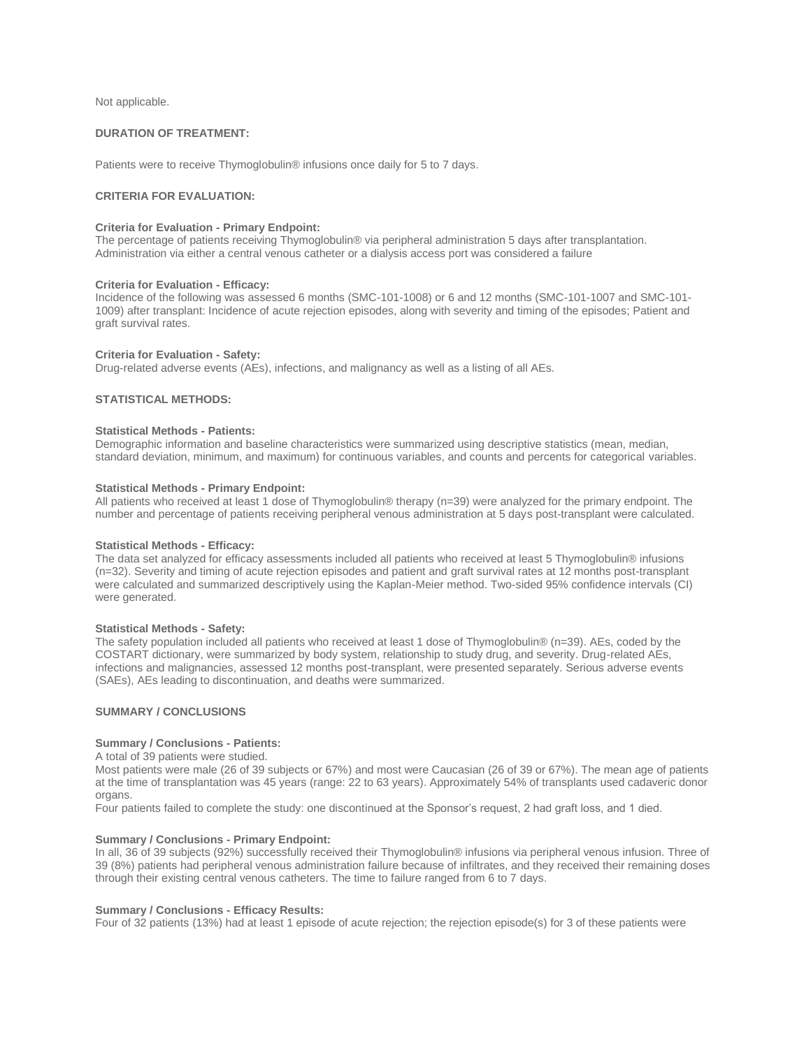Not applicable.

## DURATION OF TREATMENT:

Patients were to receive Thymoglobulin® infusions once daily for 5 to 7 days.

## CRITERIA FOR EVALUATION:

**Criteria for Evaluation - Primary Endpoint:**
The percentage of patients receiving Thymoglobulin® via peripheral administration 5 days after transplantation. Administration via either a central venous catheter or a dialysis access port was considered a failure

**Criteria for Evaluation - Efficacy:**
Incidence of the following was assessed 6 months (SMC-101-1008) or 6 and 12 months (SMC-101-1007 and SMC-101-1009) after transplant: Incidence of acute rejection episodes, along with severity and timing of the episodes; Patient and graft survival rates.

**Criteria for Evaluation - Safety:**
Drug-related adverse events (AEs), infections, and malignancy as well as a listing of all AEs.

## STATISTICAL METHODS:

**Statistical Methods - Patients:**
Demographic information and baseline characteristics were summarized using descriptive statistics (mean, median, standard deviation, minimum, and maximum) for continuous variables, and counts and percents for categorical variables.

**Statistical Methods - Primary Endpoint:**
All patients who received at least 1 dose of Thymoglobulin® therapy (n=39) were analyzed for the primary endpoint. The number and percentage of patients receiving peripheral venous administration at 5 days post-transplant were calculated.

**Statistical Methods - Efficacy:**
The data set analyzed for efficacy assessments included all patients who received at least 5 Thymoglobulin® infusions (n=32). Severity and timing of acute rejection episodes and patient and graft survival rates at 12 months post-transplant were calculated and summarized descriptively using the Kaplan-Meier method. Two-sided 95% confidence intervals (CI) were generated.

**Statistical Methods - Safety:**
The safety population included all patients who received at least 1 dose of Thymoglobulin® (n=39). AEs, coded by the COSTART dictionary, were summarized by body system, relationship to study drug, and severity. Drug-related AEs, infections and malignancies, assessed 12 months post-transplant, were presented separately. Serious adverse events (SAEs), AEs leading to discontinuation, and deaths were summarized.

## SUMMARY / CONCLUSIONS

**Summary / Conclusions - Patients:**
A total of 39 patients were studied.
Most patients were male (26 of 39 subjects or 67%) and most were Caucasian (26 of 39 or 67%). The mean age of patients at the time of transplantation was 45 years (range: 22 to 63 years). Approximately 54% of transplants used cadaveric donor organs.
Four patients failed to complete the study: one discontinued at the Sponsor's request, 2 had graft loss, and 1 died.

**Summary / Conclusions - Primary Endpoint:**
In all, 36 of 39 subjects (92%) successfully received their Thymoglobulin® infusions via peripheral venous infusion. Three of 39 (8%) patients had peripheral venous administration failure because of infiltrates, and they received their remaining doses through their existing central venous catheters. The time to failure ranged from 6 to 7 days.

**Summary / Conclusions - Efficacy Results:**
Four of 32 patients (13%) had at least 1 episode of acute rejection; the rejection episode(s) for 3 of these patients were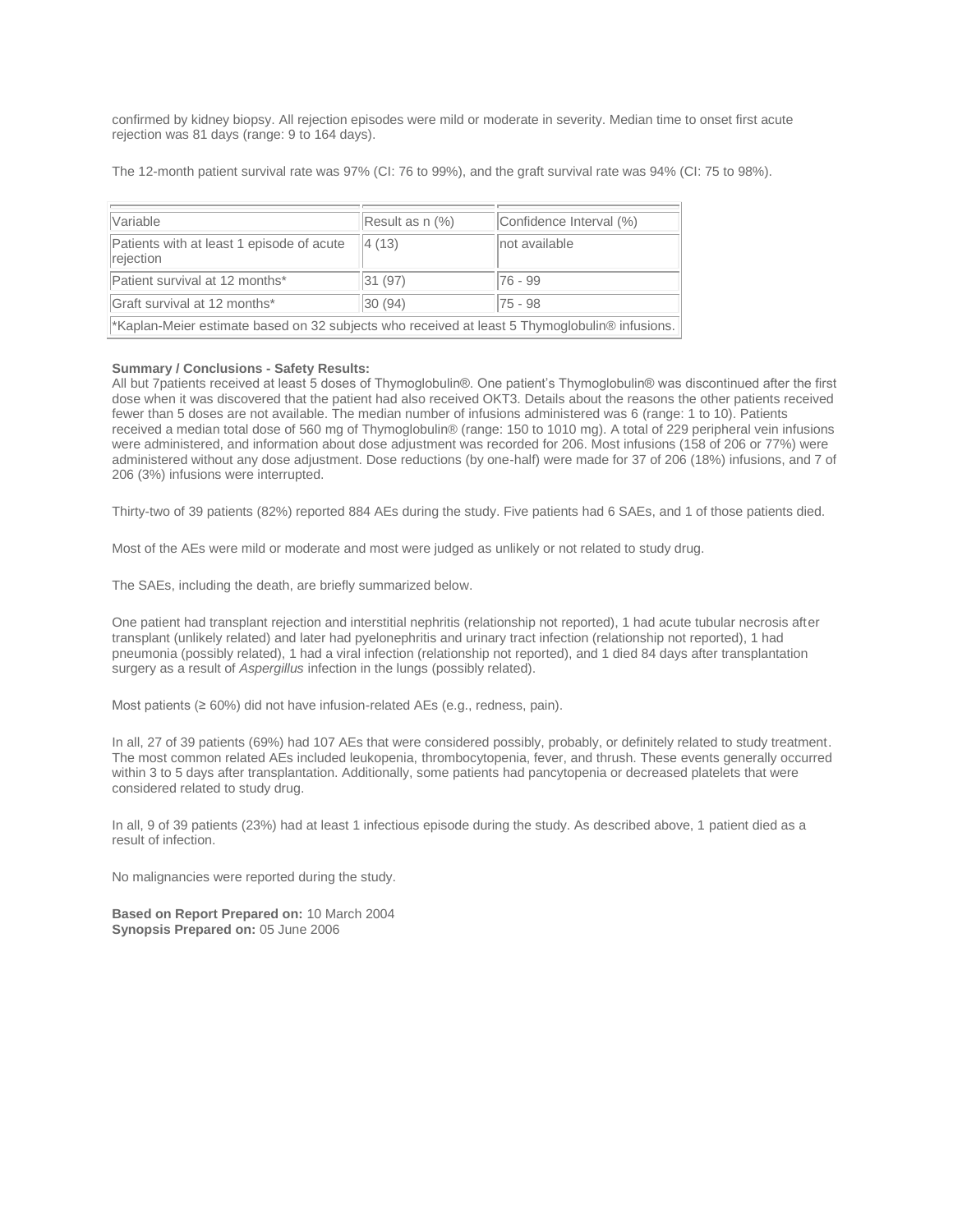confirmed by kidney biopsy. All rejection episodes were mild or moderate in severity. Median time to onset first acute rejection was 81 days (range: 9 to 164 days).

The 12-month patient survival rate was 97% (CI: 76 to 99%), and the graft survival rate was 94% (CI: 75 to 98%).

| Variable | Result as n (%) | Confidence Interval (%) |
|---|---|---|
| Patients with at least 1 episode of acute rejection | 4 (13) | not available |
| Patient survival at 12 months* | 31 (97) | 76 - 99 |
| Graft survival at 12 months* | 30 (94) | 75 - 98 |
| *Kaplan-Meier estimate based on 32 subjects who received at least 5 Thymoglobulin® infusions. | | |

**Summary / Conclusions - Safety Results:**
All but 7patients received at least 5 doses of Thymoglobulin®. One patient's Thymoglobulin® was discontinued after the first dose when it was discovered that the patient had also received OKT3. Details about the reasons the other patients received fewer than 5 doses are not available. The median number of infusions administered was 6 (range: 1 to 10). Patients received a median total dose of 560 mg of Thymoglobulin® (range: 150 to 1010 mg). A total of 229 peripheral vein infusions were administered, and information about dose adjustment was recorded for 206. Most infusions (158 of 206 or 77%) were administered without any dose adjustment. Dose reductions (by one-half) were made for 37 of 206 (18%) infusions, and 7 of 206 (3%) infusions were interrupted.

Thirty-two of 39 patients (82%) reported 884 AEs during the study. Five patients had 6 SAEs, and 1 of those patients died.

Most of the AEs were mild or moderate and most were judged as unlikely or not related to study drug.

The SAEs, including the death, are briefly summarized below.

One patient had transplant rejection and interstitial nephritis (relationship not reported), 1 had acute tubular necrosis after transplant (unlikely related) and later had pyelonephritis and urinary tract infection (relationship not reported), 1 had pneumonia (possibly related), 1 had a viral infection (relationship not reported), and 1 died 84 days after transplantation surgery as a result of *Aspergillus* infection in the lungs (possibly related).

Most patients (≥ 60%) did not have infusion-related AEs (e.g., redness, pain).

In all, 27 of 39 patients (69%) had 107 AEs that were considered possibly, probably, or definitely related to study treatment. The most common related AEs included leukopenia, thrombocytopenia, fever, and thrush. These events generally occurred within 3 to 5 days after transplantation. Additionally, some patients had pancytopenia or decreased platelets that were considered related to study drug.

In all, 9 of 39 patients (23%) had at least 1 infectious episode during the study. As described above, 1 patient died as a result of infection.

No malignancies were reported during the study.

**Based on Report Prepared on:** 10 March 2004
**Synopsis Prepared on:** 05 June 2006